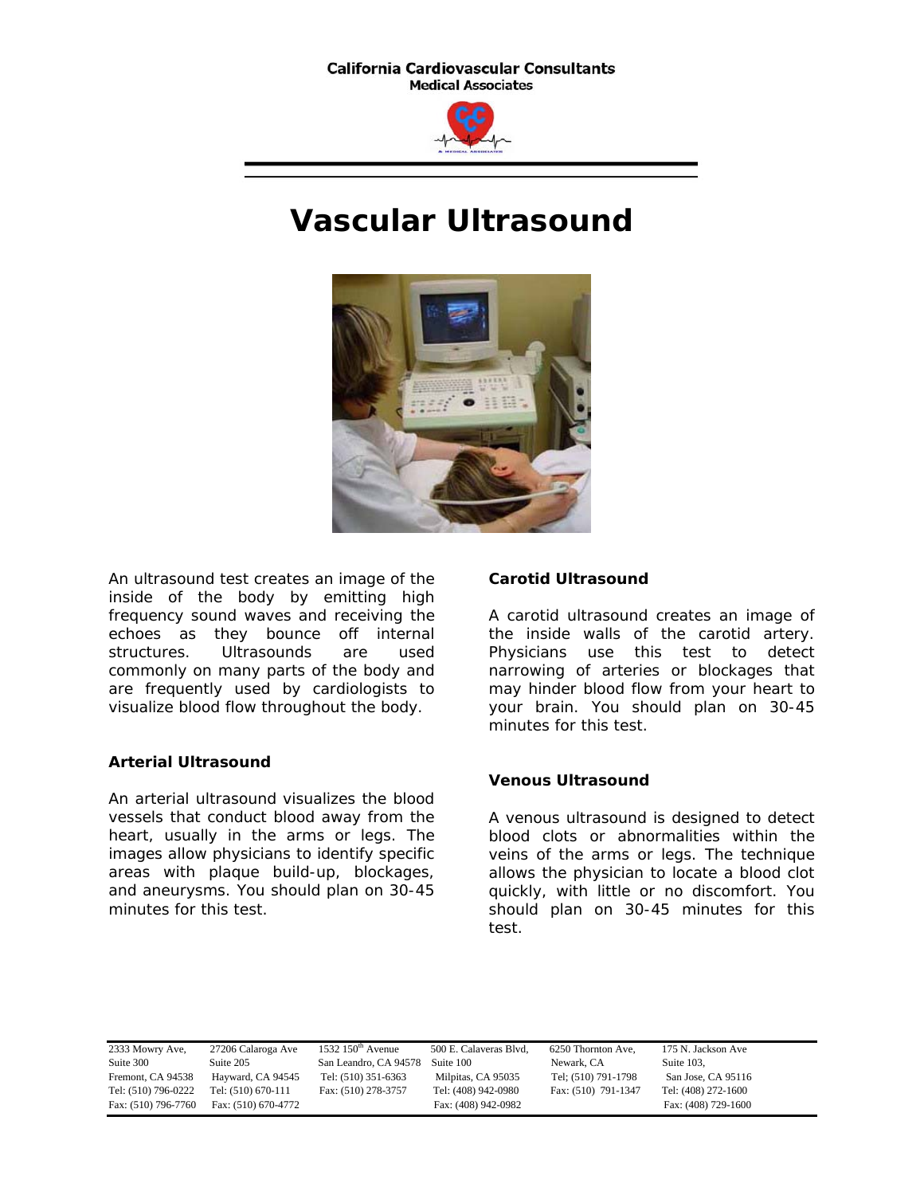**California Cardiovascular Consultants**
**Medical Associates**

# Vascular Ultrasound

An ultrasound test creates an image of the inside of the body by emitting high frequency sound waves and receiving the echoes as they bounce off internal structures. Ultrasounds are used commonly on many parts of the body and are frequently used by cardiologists to visualize blood flow throughout the body.

### Arterial Ultrasound

An arterial ultrasound visualizes the blood vessels that conduct blood away from the heart, usually in the arms or legs. The images allow physicians to identify specific areas with plaque build-up, blockages, and aneurysms. You should plan on 30-45 minutes for this test.

### Carotid Ultrasound

A carotid ultrasound creates an image of the inside walls of the carotid artery. Physicians use this test to detect narrowing of arteries or blockages that may hinder blood flow from your heart to your brain. You should plan on 30-45 minutes for this test.

### Venous Ultrasound

A venous ultrasound is designed to detect blood clots or abnormalities within the veins of the arms or legs. The technique allows the physician to locate a blood clot quickly, with little or no discomfort. You should plan on 30-45 minutes for this test.

| 2333 Mowry Ave, | 27206 Calaroga Ave | 1532 150th Avenue | 500 E. Calaveras Blvd, | 6250 Thornton Ave, | 175 N. Jackson Ave |
|---|---|---|---|---|---|
| Suite 300 | Suite 205 | San Leandro, CA 94578 | Suite 100 | Newark, CA | Suite 103, |
| Fremont, CA 94538 | Hayward, CA 94545 | Tel: (510) 351-6363 | Milpitas, CA 95035 | Tel; (510) 791-1798 | San Jose, CA 95116 |
| Tel: (510) 796-0222 | Tel: (510) 670-111 | Fax: (510) 278-3757 | Tel: (408) 942-0980 | Fax: (510) 791-1347 | Tel: (408) 272-1600 |
| Fax: (510) 796-7760 | Fax: (510) 670-4772 | | Fax: (408) 942-0982 | | Fax: (408) 729-1600 |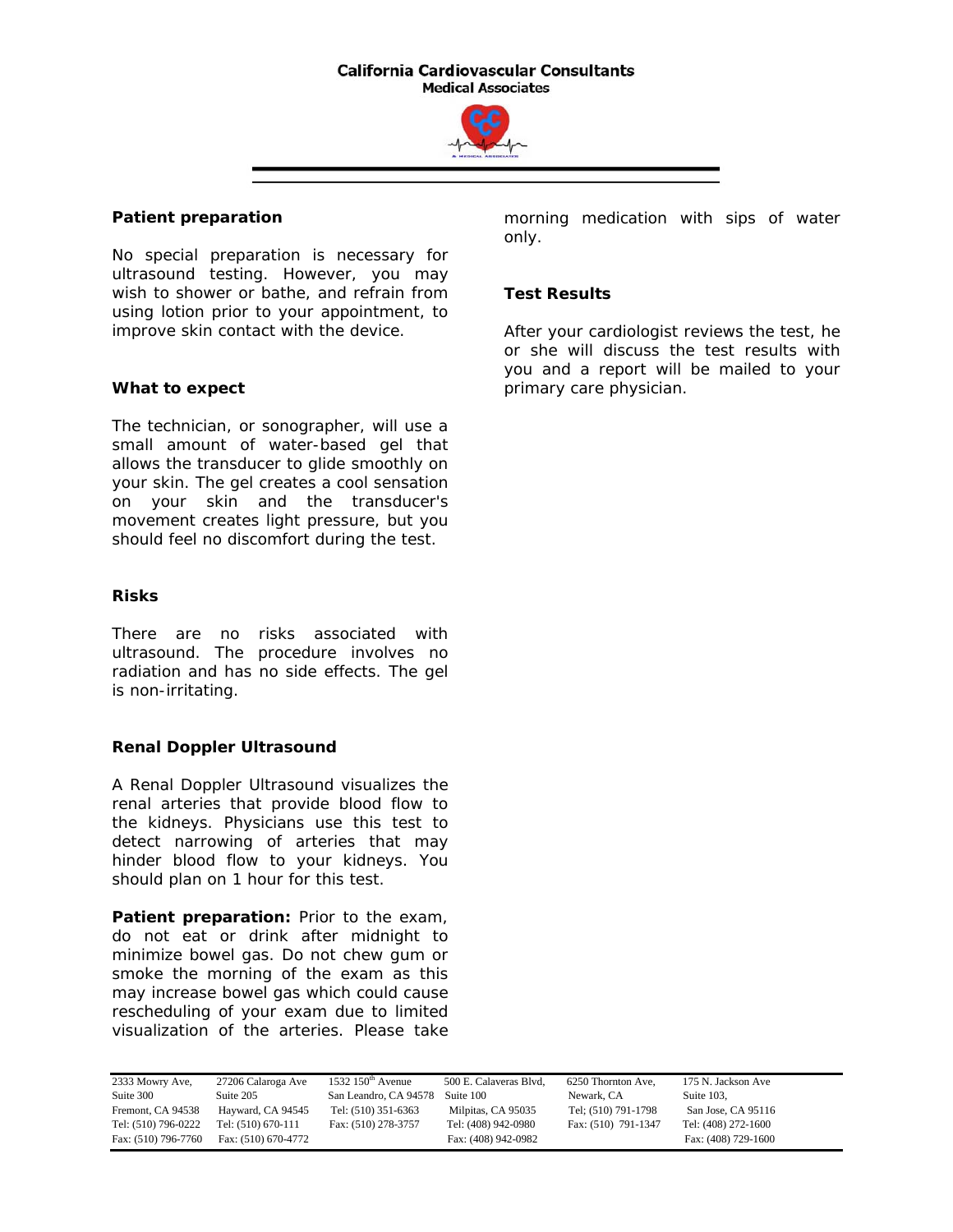**Patient preparation**

No special preparation is necessary for ultrasound testing. However, you may wish to shower or bathe, and refrain from using lotion prior to your appointment, to improve skin contact with the device.

**What to expect**

The technician, or sonographer, will use a small amount of water-based gel that allows the transducer to glide smoothly on your skin. The gel creates a cool sensation on your skin and the transducer's movement creates light pressure, but you should feel no discomfort during the test.

**Risks**

There are no risks associated with ultrasound. The procedure involves no radiation and has no side effects. The gel is non-irritating.

**Renal Doppler Ultrasound**

A Renal Doppler Ultrasound visualizes the renal arteries that provide blood flow to the kidneys. Physicians use this test to detect narrowing of arteries that may hinder blood flow to your kidneys. You should plan on 1 hour for this test.

**Patient preparation:** Prior to the exam, do not eat or drink after midnight to minimize bowel gas. Do not chew gum or smoke the morning of the exam as this may increase bowel gas which could cause rescheduling of your exam due to limited visualization of the arteries. Please take morning medication with sips of water only.

**Test Results**

After your cardiologist reviews the test, he or she will discuss the test results with you and a report will be mailed to your primary care physician.